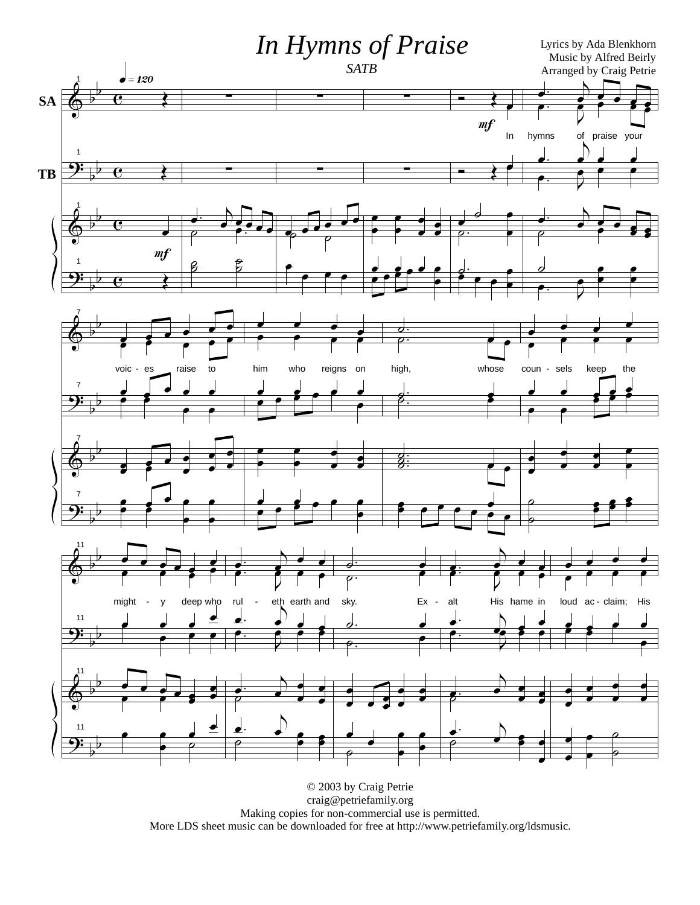# *In Hymns of Praise*

*SATB*

Lyrics by Ada Blenkhorn
Music by Alfred Beirly
Arranged by Craig Petrie

© 2003 by Craig Petrie
craig@petriefamily.org
Making copies for non-commercial use is permitted.
More LDS sheet music can be downloaded for free at http://www.petriefamily.org/ldsmusic.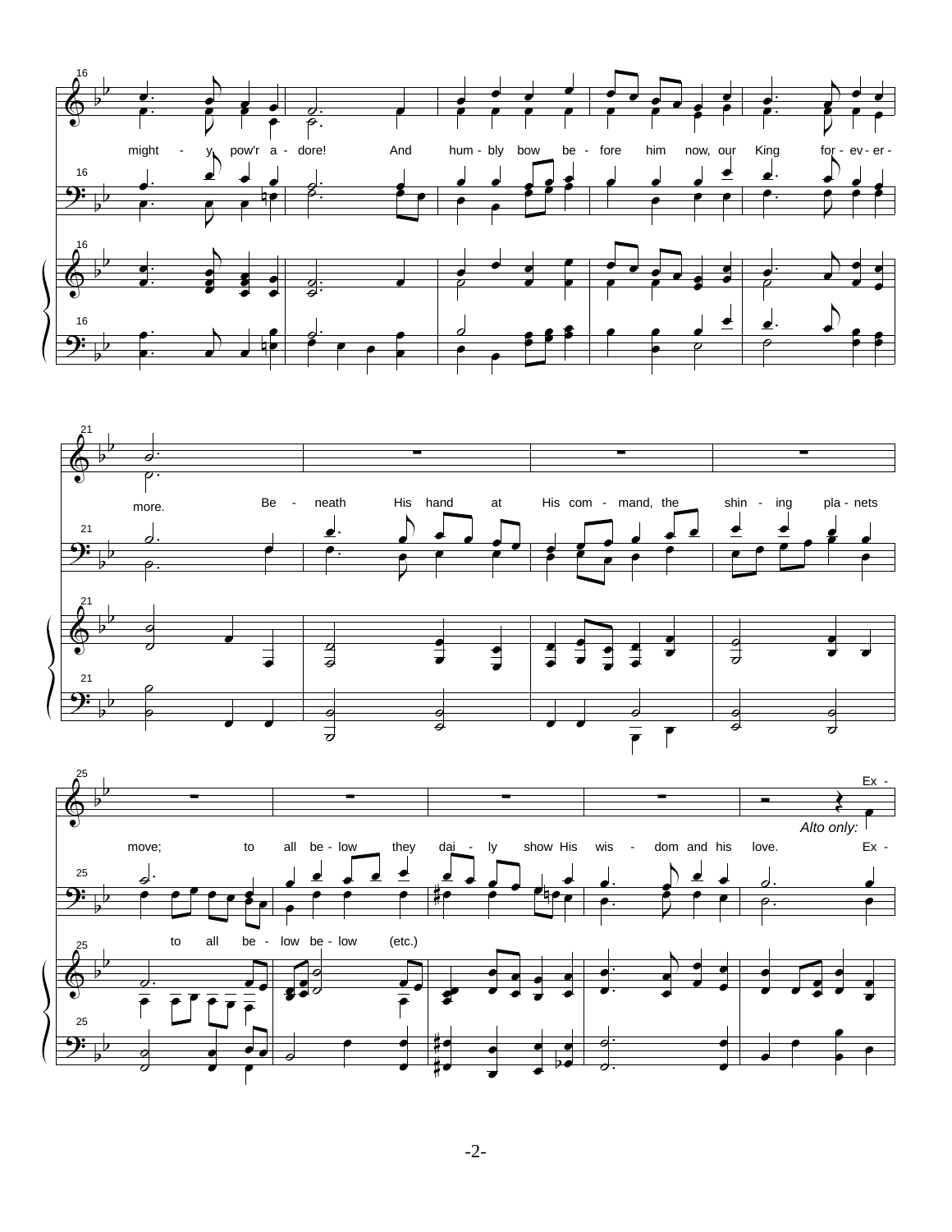might - y pow'r a - dore! And hum - bly bow be - fore him now, our King for - ev - er -

more. Be - neath His hand at His com - mand, the shin - ing pla - nets

Ex -

*Alto only:*

move; to all be - low they dai - ly show His wis - dom and his love. Ex -

to all be - low be - low (etc.)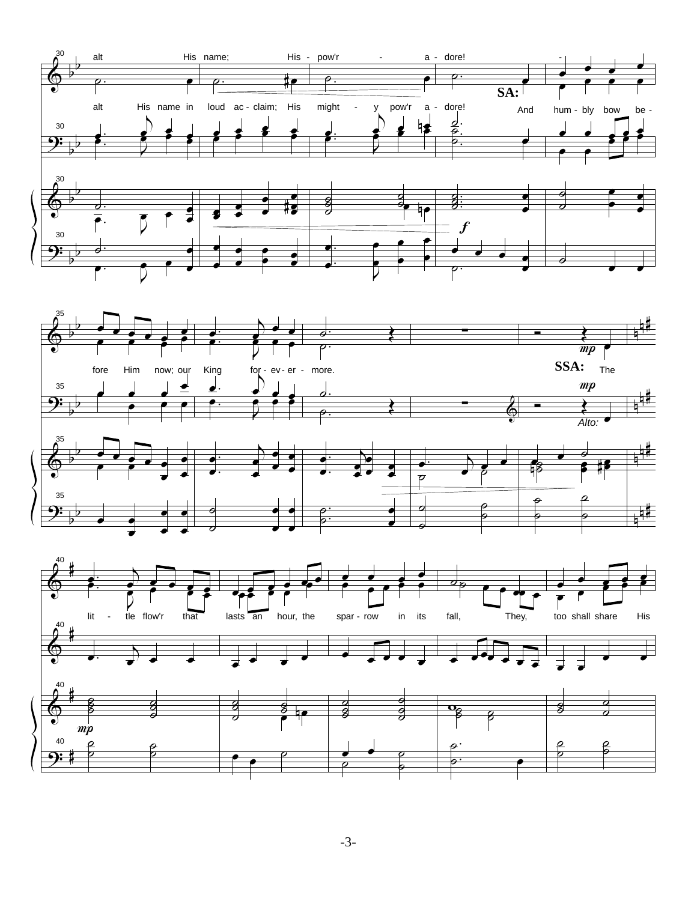alt His name; His - pow'r - a - dore! - 

SA:

alt His name in loud ac - claim; His might - y pow'r a - dore! And hum - bly bow be -

*f*

fore Him now; our King for - ev - er - more.

*mp*

SSA: The

*mp*

Alto:

lit - tle flow'r that lasts an hour, the spar - row in its fall, They, too shall share His

*mp*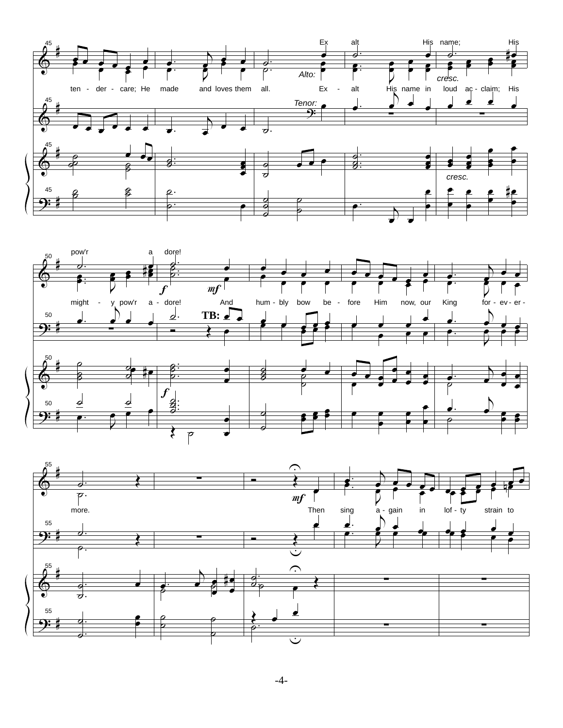Ex alt His name; His pow'r a dore!

ten - der - care; He made and loves them all. Ex - alt His name in loud ac - claim; His might - y pow'r a - dore! And hum - bly bow be - fore Him now, our King for - ev - er - more.

Then sing a - gain in lof - ty strain to

*Alto:* *Tenor:* **TB:**

*cresc.* ***f*** ***mf***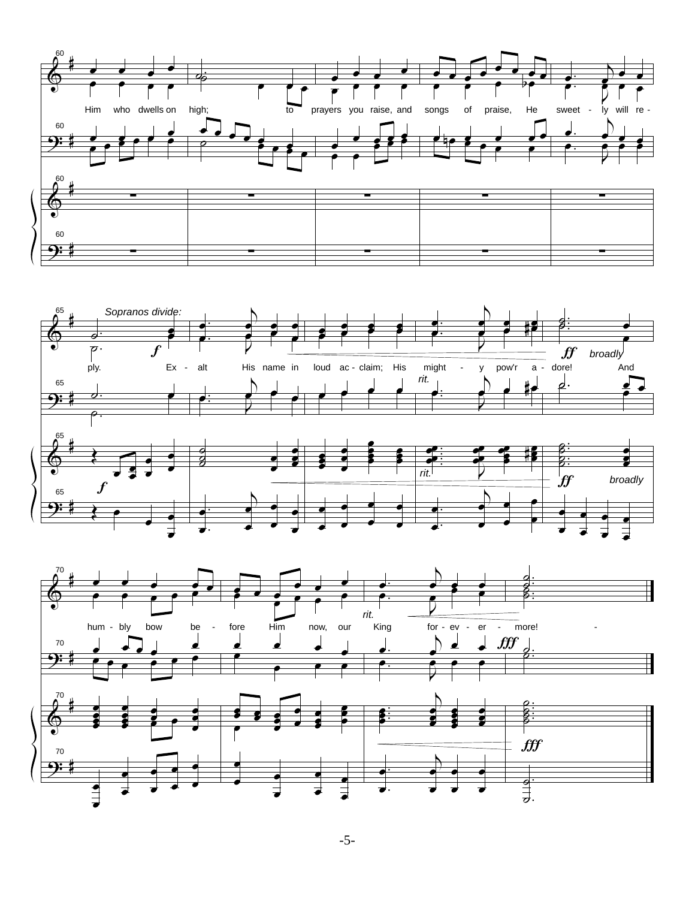60

Him who dwells on high; to prayers you raise, and songs of praise, He sweet - ly will re -

65

*Sopranos divide:*

*f*

ply. Ex - alt His name in loud ac - claim; His might - y pow'r a - dore! And

*rit.*

*ff* *broadly*

70

hum - bly bow be - fore Him now, our King for - ev - er - more! -

*rit.*

*fff*